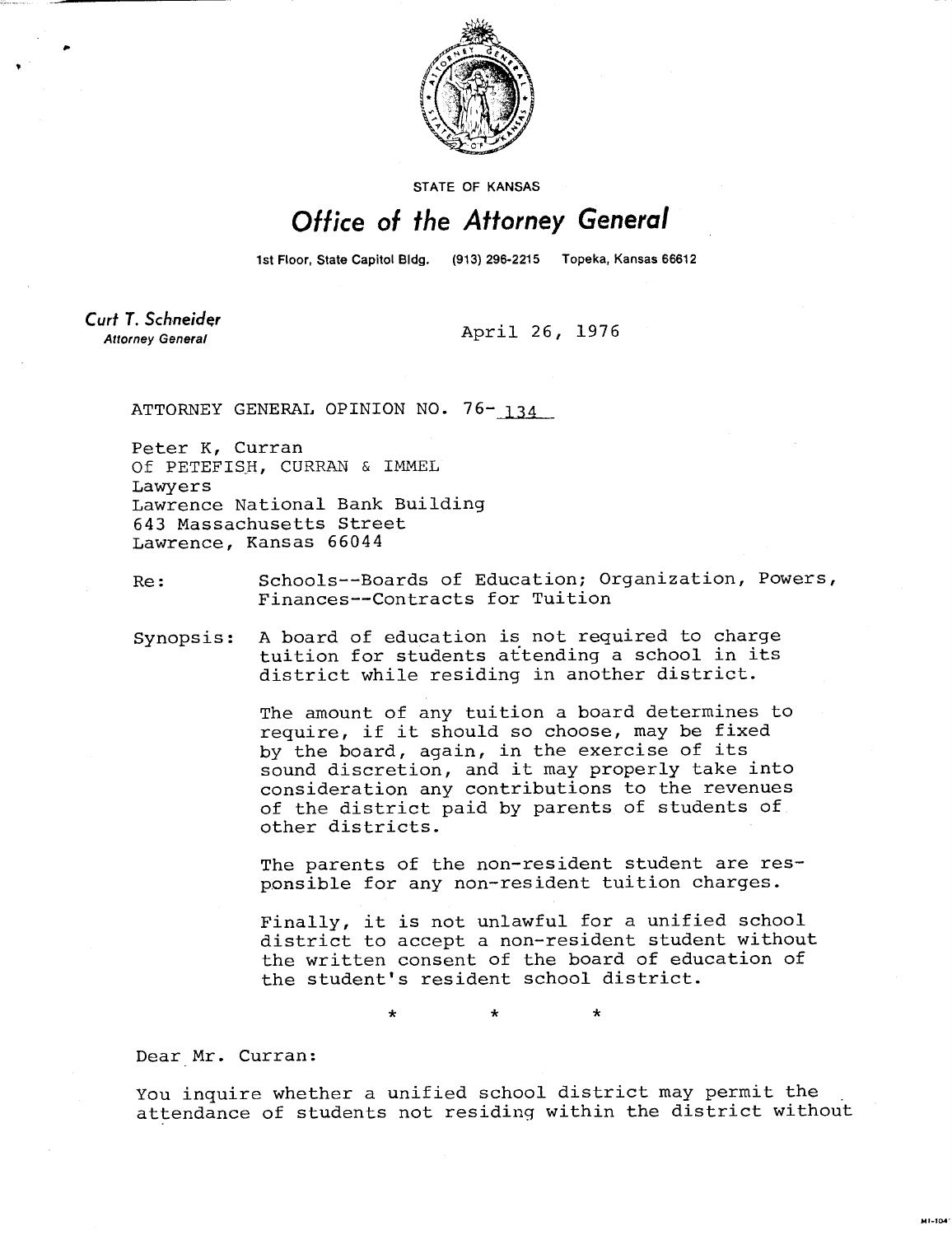STATE OF KANSAS

# Office of the Attorney General

1st Floor, State Capitol Bldg. (913) 296-2215 Topeka, Kansas 66612

**Curt T. Schneider**
*Attorney General*

April 26, 1976

ATTORNEY GENERAL OPINION NO. 76-134

Peter K, Curran
Of PETEFISH, CURRAN & IMMEL
Lawyers
Lawrence National Bank Building
643 Massachusetts Street
Lawrence, Kansas 66044

Re: Schools--Boards of Education; Organization, Powers, Finances--Contracts for Tuition

Synopsis: A board of education is not required to charge tuition for students attending a school in its district while residing in another district.

The amount of any tuition a board determines to require, if it should so choose, may be fixed by the board, again, in the exercise of its sound discretion, and it may properly take into consideration any contributions to the revenues of the district paid by parents of students of other districts.

The parents of the non-resident student are responsible for any non-resident tuition charges.

Finally, it is not unlawful for a unified school district to accept a non-resident student without the written consent of the board of education of the student's resident school district.

\* \* \*

Dear Mr. Curran:

You inquire whether a unified school district may permit the attendance of students not residing within the district without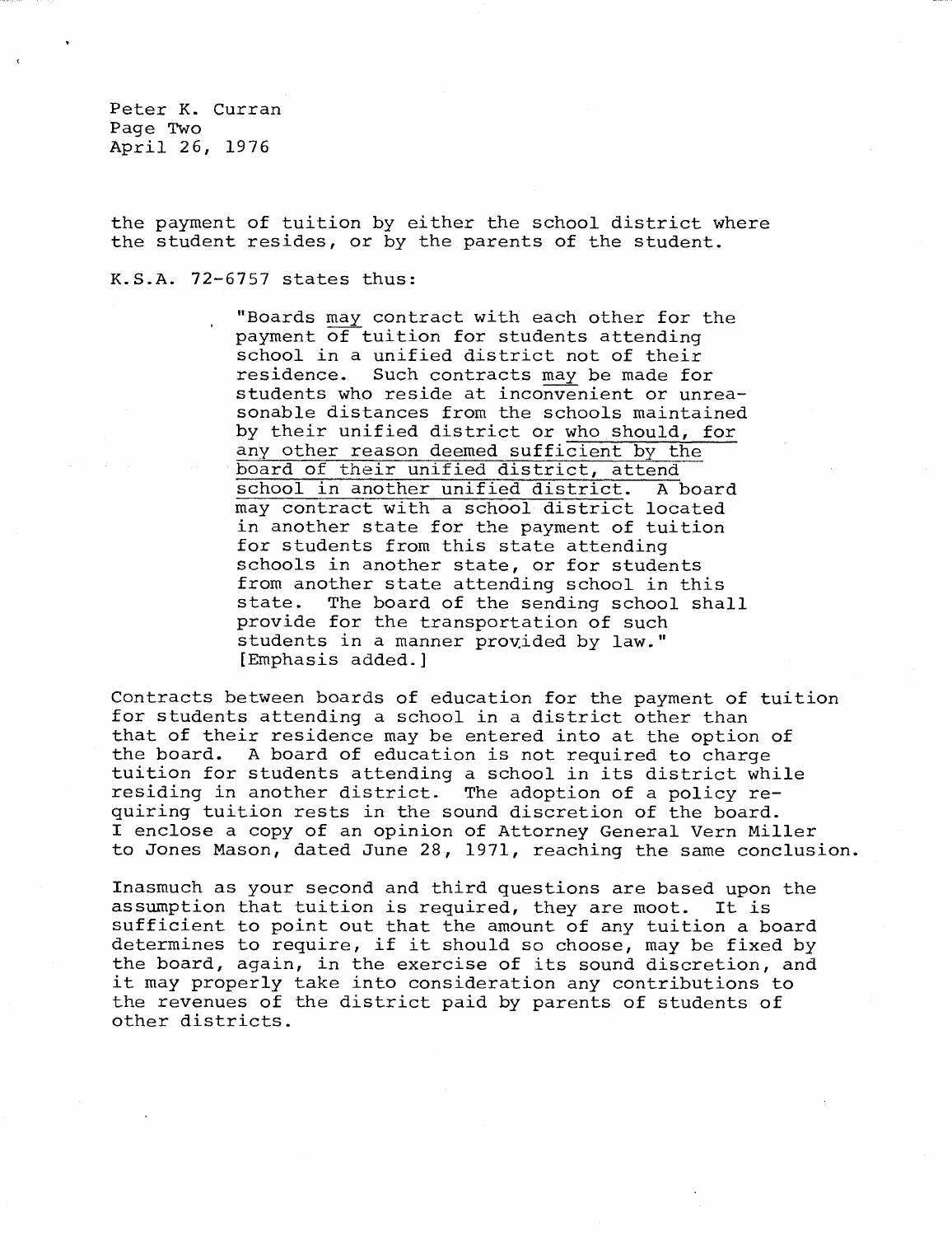the payment of tuition by either the school district where the student resides, or by the parents of the student.

K.S.A. 72-6757 states thus:

> "Boards <u>may</u> contract with each other for the payment of tuition for students attending school in a unified district not of their residence. Such contracts <u>may</u> be made for students who reside at inconvenient or unreasonable distances from the schools maintained by their unified district or <u>who should, for any other reason deemed sufficient by the board of their unified district, attend school in another unified district</u>. A board may contract with a school district located in another state for the payment of tuition for students from this state attending schools in another state, or for students from another state attending school in this state. The board of the sending school shall provide for the transportation of such students in a manner provided by law." [Emphasis added.]

Contracts between boards of education for the payment of tuition for students attending a school in a district other than that of their residence may be entered into at the option of the board. A board of education is not required to charge tuition for students attending a school in its district while residing in another district. The adoption of a policy requiring tuition rests in the sound discretion of the board. I enclose a copy of an opinion of Attorney General Vern Miller to Jones Mason, dated June 28, 1971, reaching the same conclusion.

Inasmuch as your second and third questions are based upon the assumption that tuition is required, they are moot. It is sufficient to point out that the amount of any tuition a board determines to require, if it should so choose, may be fixed by the board, again, in the exercise of its sound discretion, and it may properly take into consideration any contributions to the revenues of the district paid by parents of students of other districts.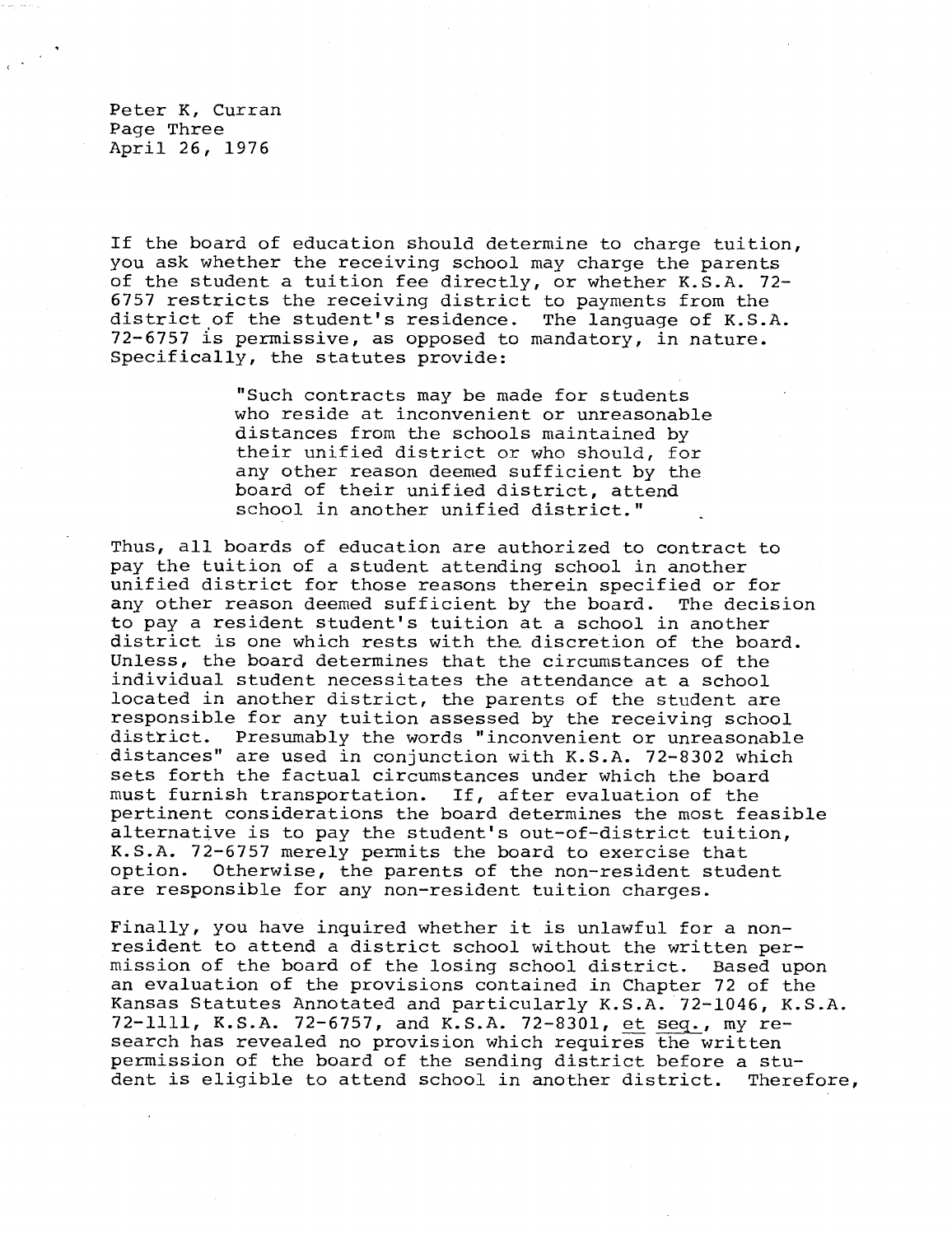If the board of education should determine to charge tuition, you ask whether the receiving school may charge the parents of the student a tuition fee directly, or whether K.S.A. 72-6757 restricts the receiving district to payments from the district of the student's residence. The language of K.S.A. 72-6757 is permissive, as opposed to mandatory, in nature. Specifically, the statutes provide:

> "Such contracts may be made for students who reside at inconvenient or unreasonable distances from the schools maintained by their unified district or who should, for any other reason deemed sufficient by the board of their unified district, attend school in another unified district."

Thus, all boards of education are authorized to contract to pay the tuition of a student attending school in another unified district for those reasons therein specified or for any other reason deemed sufficient by the board. The decision to pay a resident student's tuition at a school in another district is one which rests with the discretion of the board. Unless, the board determines that the circumstances of the individual student necessitates the attendance at a school located in another district, the parents of the student are responsible for any tuition assessed by the receiving school district. Presumably the words "inconvenient or unreasonable distances" are used in conjunction with K.S.A. 72-8302 which sets forth the factual circumstances under which the board must furnish transportation. If, after evaluation of the pertinent considerations the board determines the most feasible alternative is to pay the student's out-of-district tuition, K.S.A. 72-6757 merely permits the board to exercise that option. Otherwise, the parents of the non-resident student are responsible for any non-resident tuition charges.

Finally, you have inquired whether it is unlawful for a non-resident to attend a district school without the written permission of the board of the losing school district. Based upon an evaluation of the provisions contained in Chapter 72 of the Kansas Statutes Annotated and particularly K.S.A. 72-1046, K.S.A. 72-1111, K.S.A. 72-6757, and K.S.A. 72-8301, et seq., my research has revealed no provision which requires the written permission of the board of the sending district before a student is eligible to attend school in another district. Therefore,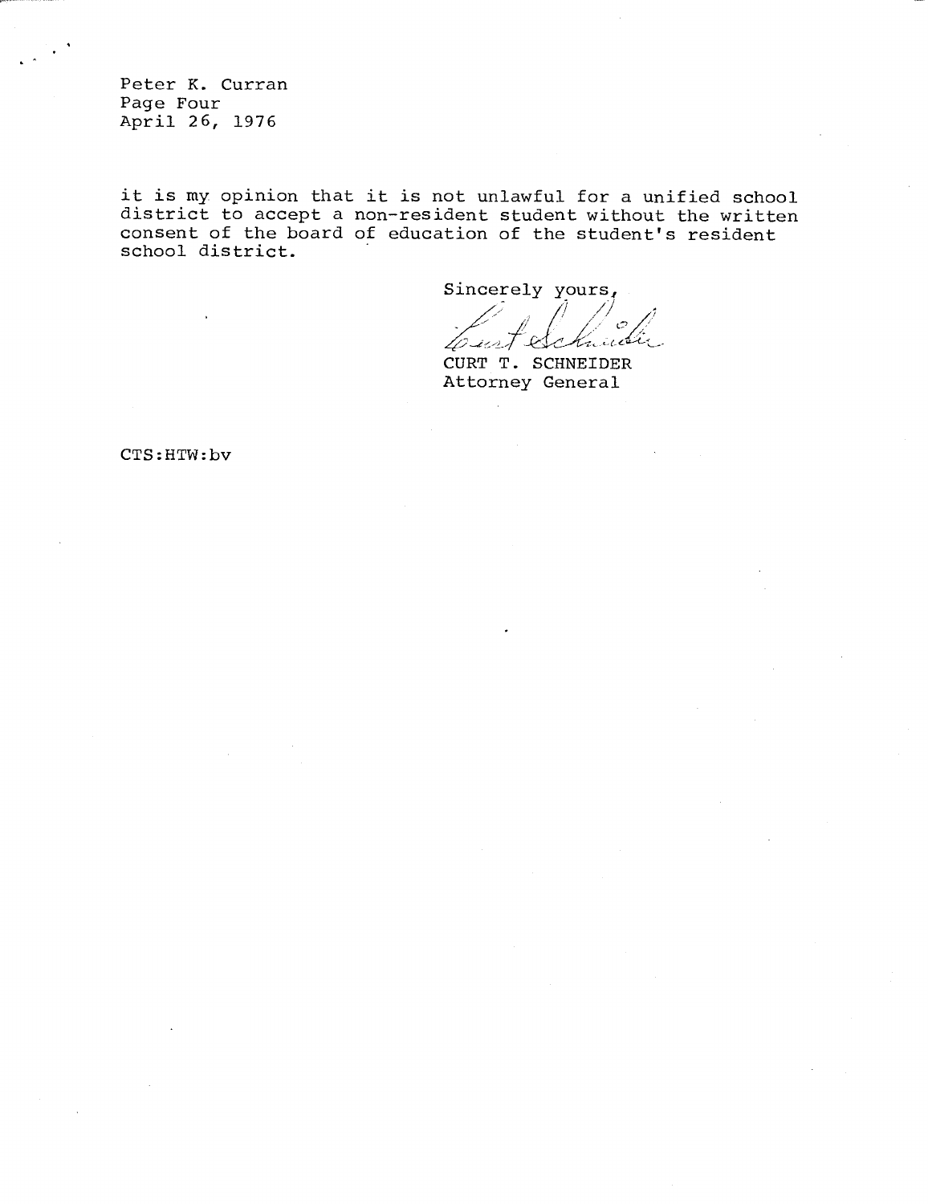it is my opinion that it is not unlawful for a unified school district to accept a non-resident student without the written consent of the board of education of the student's resident school district.

Sincerely yours,

CURT T. SCHNEIDER
Attorney General

CTS:HTW:bv